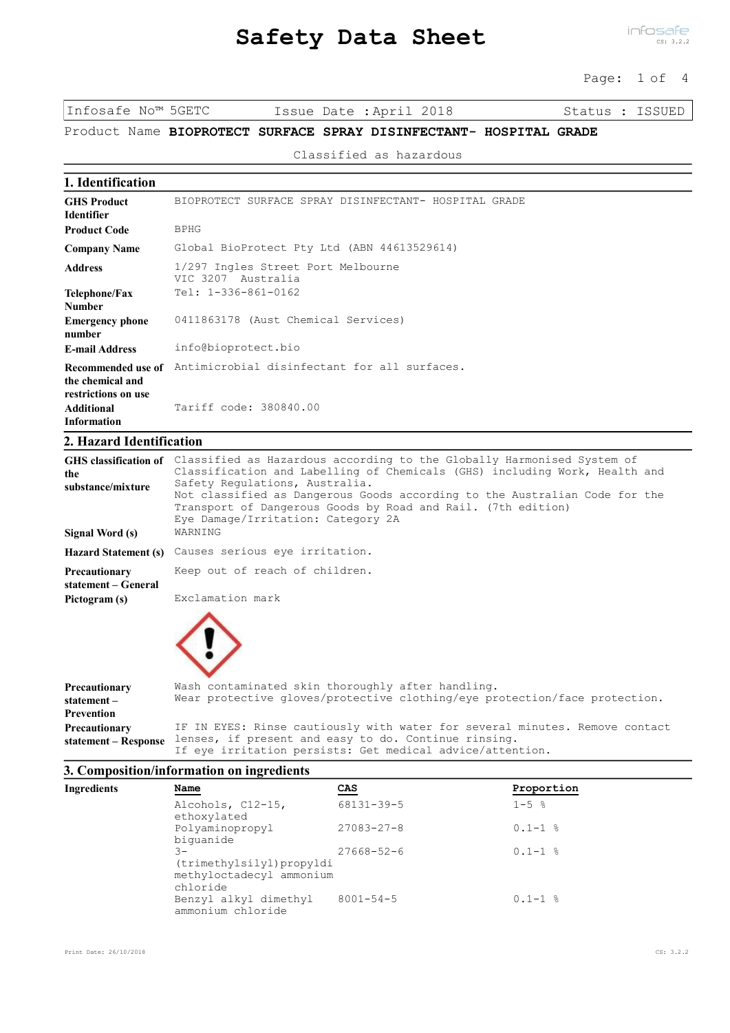# Safety Data Sheet

| Infosafe No™ 5GETC | Issue Date : April 2018 | Status : ISSUED |
|---|---|---|

Product Name **BIOPROTECT SURFACE SPRAY DISINFECTANT- HOSPITAL GRADE**

Classified as hazardous

## 1. Identification

| | |
|---|---|
| **GHS Product Identifier** | BIOPROTECT SURFACE SPRAY DISINFECTANT- HOSPITAL GRADE |
| **Product Code** | BPHG |
| **Company Name** | Global BioProtect Pty Ltd (ABN 44613529614) |
| **Address** | 1/297 Ingles Street Port Melbourne VIC 3207 Australia |
| **Telephone/Fax Number** | Tel: 1-336-861-0162 |
| **Emergency phone number** | 0411863178 (Aust Chemical Services) |
| **E-mail Address** | info@bioprotect.bio |
| **Recommended use of the chemical and restrictions on use** | Antimicrobial disinfectant for all surfaces. |
| **Additional Information** | Tariff code: 380840.00 |

## 2. Hazard Identification

| | |
|---|---|
| **GHS classification of the substance/mixture** | Classified as Hazardous according to the Globally Harmonised System of Classification and Labelling of Chemicals (GHS) including Work, Health and Safety Regulations, Australia.<br>Not classified as Dangerous Goods according to the Australian Code for the Transport of Dangerous Goods by Road and Rail. (7th edition)<br>Eye Damage/Irritation: Category 2A |
| **Signal Word (s)** | WARNING |
| **Hazard Statement (s)** | Causes serious eye irritation. |
| **Precautionary statement – General** | Keep out of reach of children. |
| **Pictogram (s)** | Exclamation mark |
| **Precautionary statement – Prevention** | Wash contaminated skin thoroughly after handling.<br>Wear protective gloves/protective clothing/eye protection/face protection. |
| **Precautionary statement – Response** | IF IN EYES: Rinse cautiously with water for several minutes. Remove contact lenses, if present and easy to do. Continue rinsing.<br>If eye irritation persists: Get medical advice/attention. |

## 3. Composition/information on ingredients

**Ingredients**

| Name | CAS | Proportion |
|---|---|---|
| Alcohols, C12-15, ethoxylated | 68131-39-5 | 1-5 % |
| Polyaminopropyl biguanide | 27083-27-8 | 0.1-1 % |
| 3-(trimethylsilyl)propyldimethyloctadecyl ammonium chloride | 27668-52-6 | 0.1-1 % |
| Benzyl alkyl dimethyl ammonium chloride | 8001-54-5 | 0.1-1 % |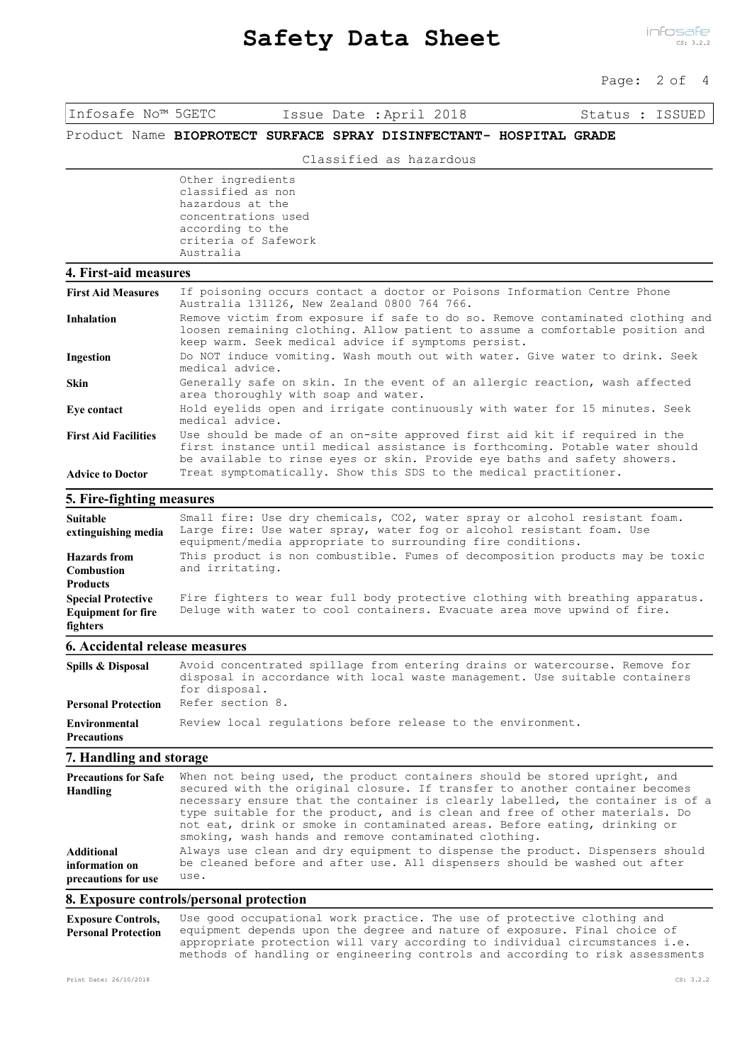Infosafe No™ 5GETC | Issue Date : April 2018 | Status : ISSUED

Product Name **BIOPROTECT SURFACE SPRAY DISINFECTANT- HOSPITAL GRADE**

Classified as hazardous

Other ingredients classified as non hazardous at the concentrations used according to the criteria of Safework Australia

## 4. First-aid measures

| | |
|---|---|
| **First Aid Measures** | If poisoning occurs contact a doctor or Poisons Information Centre Phone Australia 131126, New Zealand 0800 764 766. |
| **Inhalation** | Remove victim from exposure if safe to do so. Remove contaminated clothing and loosen remaining clothing. Allow patient to assume a comfortable position and keep warm. Seek medical advice if symptoms persist. |
| **Ingestion** | Do NOT induce vomiting. Wash mouth out with water. Give water to drink. Seek medical advice. |
| **Skin** | Generally safe on skin. In the event of an allergic reaction, wash affected area thoroughly with soap and water. |
| **Eye contact** | Hold eyelids open and irrigate continuously with water for 15 minutes. Seek medical advice. |
| **First Aid Facilities** | Use should be made of an on-site approved first aid kit if required in the first instance until medical assistance is forthcoming. Potable water should be available to rinse eyes or skin. Provide eye baths and safety showers. |
| **Advice to Doctor** | Treat symptomatically. Show this SDS to the medical practitioner. |

## 5. Fire-fighting measures

| | |
|---|---|
| **Suitable extinguishing media** | Small fire: Use dry chemicals, CO2, water spray or alcohol resistant foam. Large fire: Use water spray, water fog or alcohol resistant foam. Use equipment/media appropriate to surrounding fire conditions. |
| **Hazards from Combustion Products** | This product is non combustible. Fumes of decomposition products may be toxic and irritating. |
| **Special Protective Equipment for fire fighters** | Fire fighters to wear full body protective clothing with breathing apparatus. Deluge with water to cool containers. Evacuate area move upwind of fire. |

## 6. Accidental release measures

| | |
|---|---|
| **Spills & Disposal** | Avoid concentrated spillage from entering drains or watercourse. Remove for disposal in accordance with local waste management. Use suitable containers for disposal. |
| **Personal Protection** | Refer section 8. |
| **Environmental Precautions** | Review local regulations before release to the environment. |

## 7. Handling and storage

| | |
|---|---|
| **Precautions for Safe Handling** | When not being used, the product containers should be stored upright, and secured with the original closure. If transfer to another container becomes necessary ensure that the container is clearly labelled, the container is of a type suitable for the product, and is clean and free of other materials. Do not eat, drink or smoke in contaminated areas. Before eating, drinking or smoking, wash hands and remove contaminated clothing. |
| **Additional information on precautions for use** | Always use clean and dry equipment to dispense the product. Dispensers should be cleaned before and after use. All dispensers should be washed out after use. |

## 8. Exposure controls/personal protection

| | |
|---|---|
| **Exposure Controls, Personal Protection** | Use good occupational work practice. The use of protective clothing and equipment depends upon the degree and nature of exposure. Final choice of appropriate protection will vary according to individual circumstances i.e. methods of handling or engineering controls and according to risk assessments |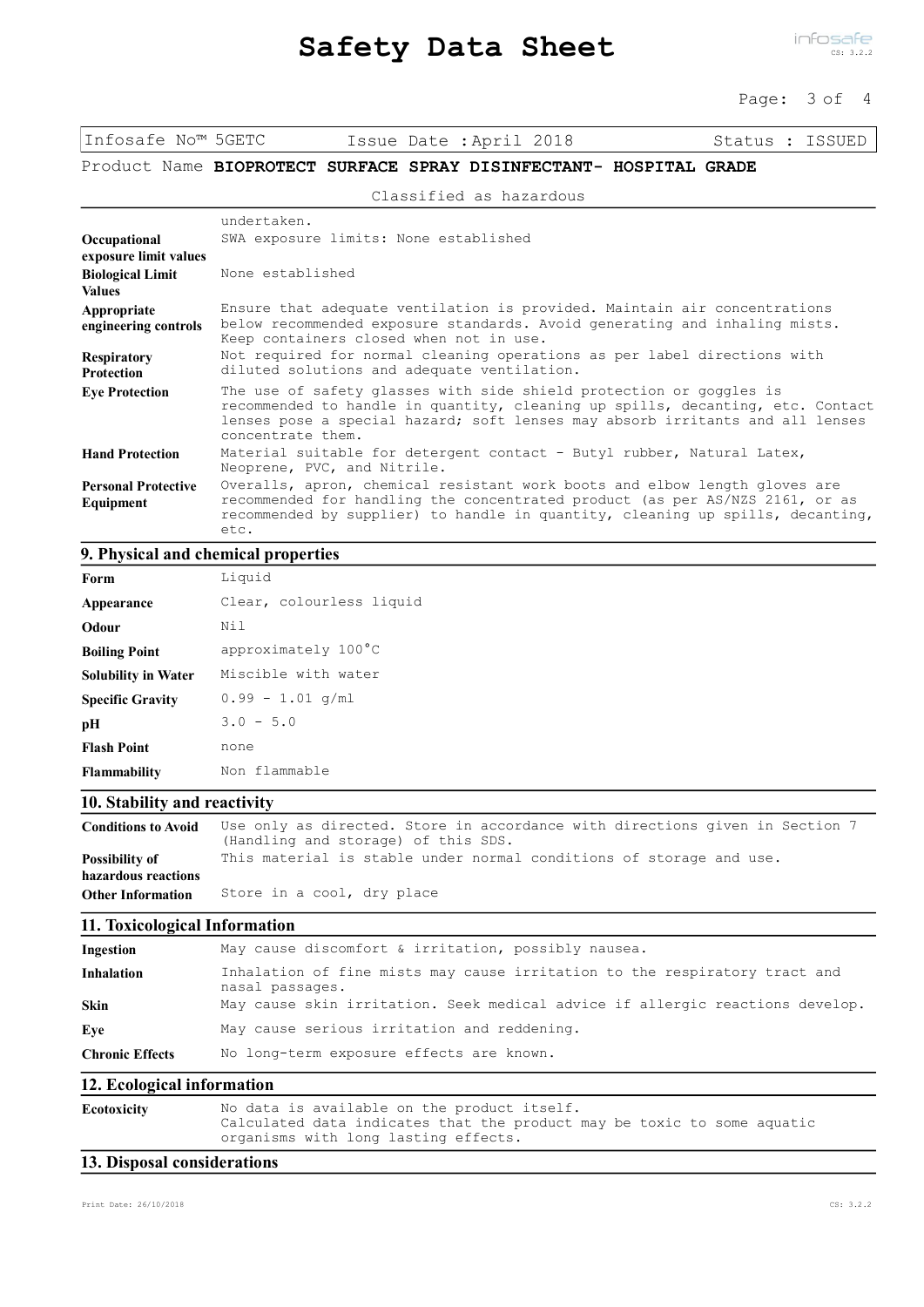Infosafe No™ 5GETC | Issue Date : April 2018 | Status : ISSUED

Product Name **BIOPROTECT SURFACE SPRAY DISINFECTANT- HOSPITAL GRADE**

Classified as hazardous

| | |
|---|---|
| | undertaken. |
| **Occupational exposure limit values** | SWA exposure limits: None established |
| **Biological Limit Values** | None established |
| **Appropriate engineering controls** | Ensure that adequate ventilation is provided. Maintain air concentrations below recommended exposure standards. Avoid generating and inhaling mists. Keep containers closed when not in use. |
| **Respiratory Protection** | Not required for normal cleaning operations as per label directions with diluted solutions and adequate ventilation. |
| **Eye Protection** | The use of safety glasses with side shield protection or goggles is recommended to handle in quantity, cleaning up spills, decanting, etc. Contact lenses pose a special hazard; soft lenses may absorb irritants and all lenses concentrate them. |
| **Hand Protection** | Material suitable for detergent contact - Butyl rubber, Natural Latex, Neoprene, PVC, and Nitrile. |
| **Personal Protective Equipment** | Overalls, apron, chemical resistant work boots and elbow length gloves are recommended for handling the concentrated product (as per AS/NZS 2161, or as recommended by supplier) to handle in quantity, cleaning up spills, decanting, etc. |

## 9. Physical and chemical properties

| | |
|---|---|
| **Form** | Liquid |
| **Appearance** | Clear, colourless liquid |
| **Odour** | Nil |
| **Boiling Point** | approximately 100°C |
| **Solubility in Water** | Miscible with water |
| **Specific Gravity** | 0.99 - 1.01 g/ml |
| **pH** | 3.0 - 5.0 |
| **Flash Point** | none |
| **Flammability** | Non flammable |

## 10. Stability and reactivity

| | |
|---|---|
| **Conditions to Avoid** | Use only as directed. Store in accordance with directions given in Section 7 (Handling and storage) of this SDS. |
| **Possibility of hazardous reactions** | This material is stable under normal conditions of storage and use. |
| **Other Information** | Store in a cool, dry place |

## 11. Toxicological Information

| | |
|---|---|
| **Ingestion** | May cause discomfort & irritation, possibly nausea. |
| **Inhalation** | Inhalation of fine mists may cause irritation to the respiratory tract and nasal passages. |
| **Skin** | May cause skin irritation. Seek medical advice if allergic reactions develop. |
| **Eye** | May cause serious irritation and reddening. |
| **Chronic Effects** | No long-term exposure effects are known. |

## 12. Ecological information

| | |
|---|---|
| **Ecotoxicity** | No data is available on the product itself. Calculated data indicates that the product may be toxic to some aquatic organisms with long lasting effects. |

## 13. Disposal considerations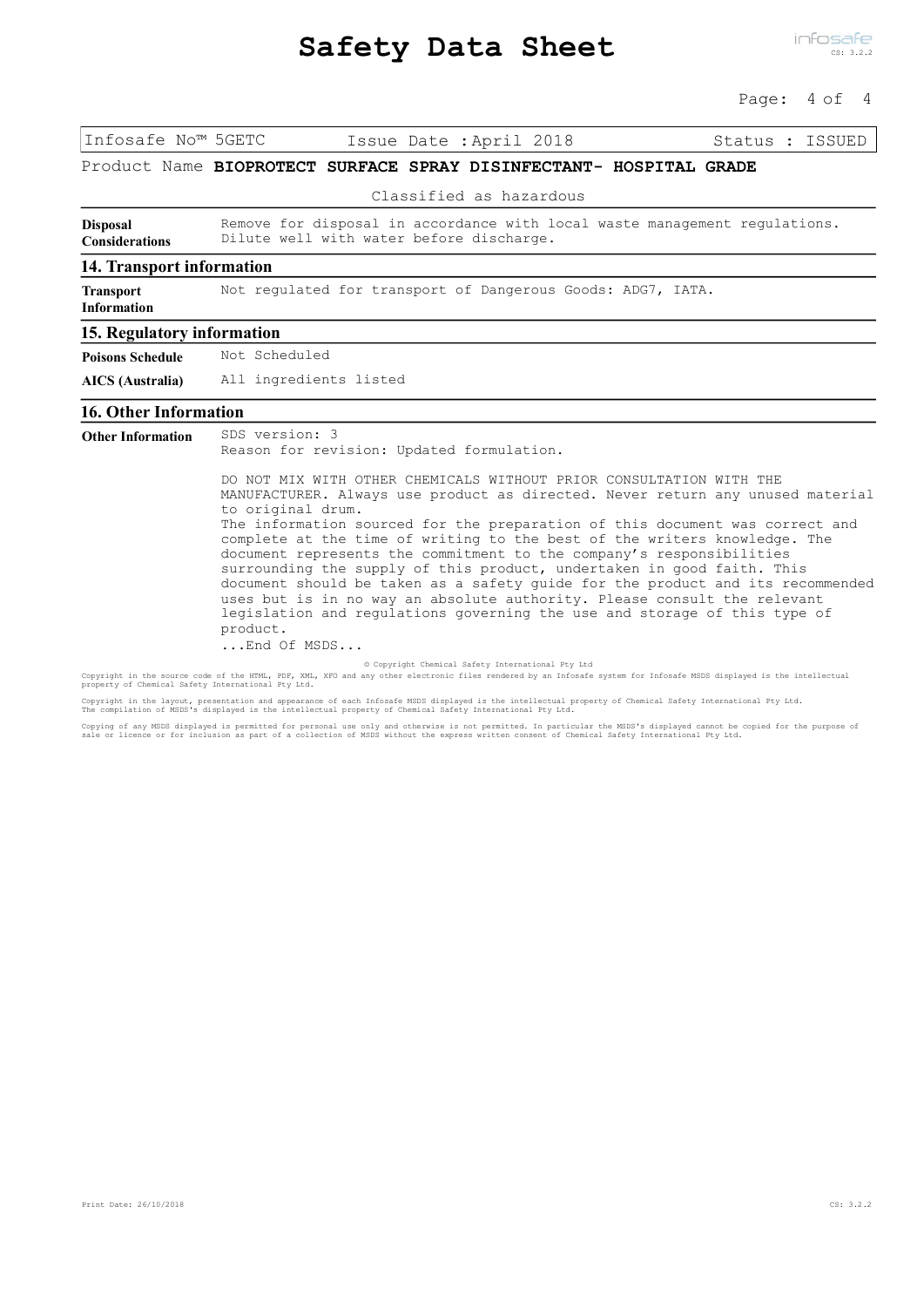Infosafe No™ 5GETC Issue Date : April 2018 Status : ISSUED

Product Name **BIOPROTECT SURFACE SPRAY DISINFECTANT- HOSPITAL GRADE**

Classified as hazardous

**Disposal Considerations**
Remove for disposal in accordance with local waste management regulations. Dilute well with water before discharge.

## 14. Transport information

**Transport Information**
Not regulated for transport of Dangerous Goods: ADG7, IATA.

## 15. Regulatory information

**Poisons Schedule**
Not Scheduled

**AICS (Australia)**
All ingredients listed

## 16. Other Information

**Other Information**
SDS version: 3
Reason for revision: Updated formulation.

DO NOT MIX WITH OTHER CHEMICALS WITHOUT PRIOR CONSULTATION WITH THE MANUFACTURER. Always use product as directed. Never return any unused material to original drum.
The information sourced for the preparation of this document was correct and complete at the time of writing to the best of the writers knowledge. The document represents the commitment to the company's responsibilities surrounding the supply of this product, undertaken in good faith. This document should be taken as a safety guide for the product and its recommended uses but is in no way an absolute authority. Please consult the relevant legislation and regulations governing the use and storage of this type of product.
...End Of MSDS...

© Copyright Chemical Safety International Pty Ltd

Copyright in the source code of the HTML, PDF, XML, XFO and any other electronic files rendered by an Infosafe system for Infosafe MSDS displayed is the intellectual property of Chemical Safety International Pty Ltd.

Copyright in the layout, presentation and appearance of each Infosafe MSDS displayed is the intellectual property of Chemical Safety International Pty Ltd.
The compilation of MSDS's displayed is the intellectual property of Chemical Safety International Pty Ltd.

Copying of any MSDS displayed is permitted for personal use only and otherwise is not permitted. In particular the MSDS's displayed cannot be copied for the purpose of sale or licence or for inclusion as part of a collection of MSDS without the express written consent of Chemical Safety International Pty Ltd.

Print Date: 26/10/2018